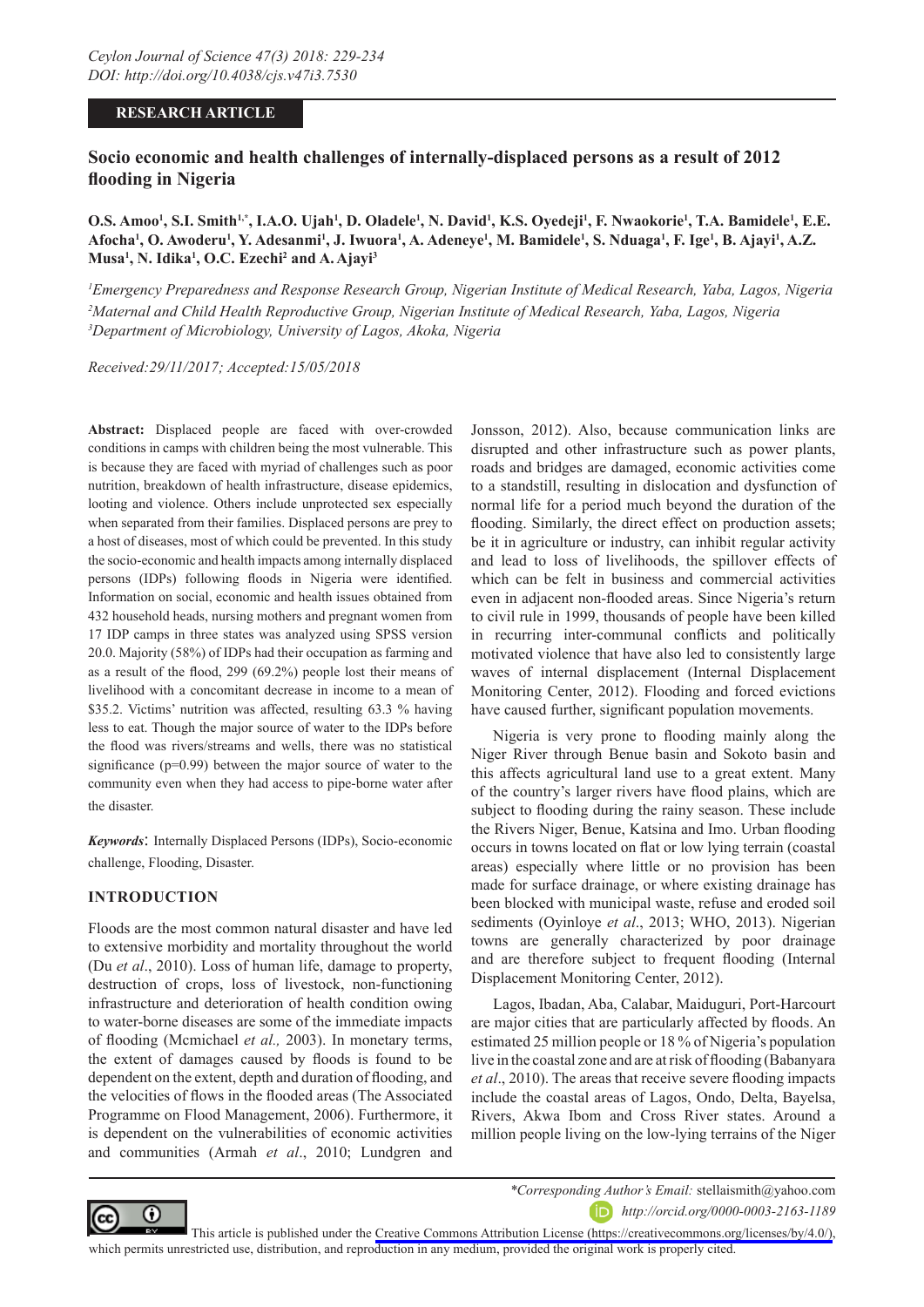RESEARCH ARTICLE

# Socio economic and health challenges of internally-displaced persons as a result of 2012 flooding in Nigeria

**O.S. Amoo[1], S.I. Smith[1,*], I.A.O. Ujah[1], D. Oladele[1], N. David[1], K.S. Oyedeji[1], F. Nwaokorie[1], T.A. Bamidele[1], E.E. Afocha[1], O. Awoderu[1], Y. Adesanmi[1], J. Iwuora[1], A. Adeneye[1], M. Bamidele[1], S. Nduaga[1], F. Ige[1], B. Ajayi[1], A.Z. Musa[1], N. Idika[1], O.C. Ezechi[2] and A. Ajayi[3]**

[1]*Emergency Preparedness and Response Research Group, Nigerian Institute of Medical Research, Yaba, Lagos, Nigeria*
[2]*Maternal and Child Health Reproductive Group, Nigerian Institute of Medical Research, Yaba, Lagos, Nigeria*
[3]*Department of Microbiology, University of Lagos, Akoka, Nigeria*

*Received:29/11/2017; Accepted:15/05/2018*

**Abstract:** Displaced people are faced with over-crowded conditions in camps with children being the most vulnerable. This is because they are faced with myriad of challenges such as poor nutrition, breakdown of health infrastructure, disease epidemics, looting and violence. Others include unprotected sex especially when separated from their families. Displaced persons are prey to a host of diseases, most of which could be prevented. In this study the socio-economic and health impacts among internally displaced persons (IDPs) following floods in Nigeria were identified. Information on social, economic and health issues obtained from 432 household heads, nursing mothers and pregnant women from 17 IDP camps in three states was analyzed using SPSS version 20.0. Majority (58%) of IDPs had their occupation as farming and as a result of the flood, 299 (69.2%) people lost their means of livelihood with a concomitant decrease in income to a mean of \$35.2. Victims' nutrition was affected, resulting 63.3 % having less to eat. Though the major source of water to the IDPs before the flood was rivers/streams and wells, there was no statistical significance (p=0.99) between the major source of water to the community even when they had access to pipe-borne water after the disaster.

***Keywords***: Internally Displaced Persons (IDPs), Socio-economic challenge, Flooding, Disaster.

## INTRODUCTION

Floods are the most common natural disaster and have led to extensive morbidity and mortality throughout the world (Du *et al*., 2010). Loss of human life, damage to property, destruction of crops, loss of livestock, non-functioning infrastructure and deterioration of health condition owing to water-borne diseases are some of the immediate impacts of flooding (Mcmichael *et al.,* 2003). In monetary terms, the extent of damages caused by floods is found to be dependent on the extent, depth and duration of flooding, and the velocities of flows in the flooded areas (The Associated Programme on Flood Management, 2006). Furthermore, it is dependent on the vulnerabilities of economic activities and communities (Armah *et al*., 2010; Lundgren and Jonsson, 2012). Also, because communication links are disrupted and other infrastructure such as power plants, roads and bridges are damaged, economic activities come to a standstill, resulting in dislocation and dysfunction of normal life for a period much beyond the duration of the flooding. Similarly, the direct effect on production assets; be it in agriculture or industry, can inhibit regular activity and lead to loss of livelihoods, the spillover effects of which can be felt in business and commercial activities even in adjacent non-flooded areas. Since Nigeria's return to civil rule in 1999, thousands of people have been killed in recurring inter-communal conflicts and politically motivated violence that have also led to consistently large waves of internal displacement (Internal Displacement Monitoring Center, 2012). Flooding and forced evictions have caused further, significant population movements.

Nigeria is very prone to flooding mainly along the Niger River through Benue basin and Sokoto basin and this affects agricultural land use to a great extent. Many of the country's larger rivers have flood plains, which are subject to flooding during the rainy season. These include the Rivers Niger, Benue, Katsina and Imo. Urban flooding occurs in towns located on flat or low lying terrain (coastal areas) especially where little or no provision has been made for surface drainage, or where existing drainage has been blocked with municipal waste, refuse and eroded soil sediments (Oyinloye *et al*., 2013; WHO, 2013). Nigerian towns are generally characterized by poor drainage and are therefore subject to frequent flooding (Internal Displacement Monitoring Center, 2012).

Lagos, Ibadan, Aba, Calabar, Maiduguri, Port-Harcourt are major cities that are particularly affected by floods. An estimated 25 million people or 18 % of Nigeria's population live in the coastal zone and are at risk of flooding (Babanyara *et al*., 2010). The areas that receive severe flooding impacts include the coastal areas of Lagos, Ondo, Delta, Bayelsa, Rivers, Akwa Ibom and Cross River states. Around a million people living on the low-lying terrains of the Niger

*\*Corresponding Author's Email:* stellaismith@yahoo.com
*http://orcid.org/0000-0003-2163-1189*

This article is published under the Creative Commons Attribution License (https://creativecommons.org/licenses/by/4.0/), which permits unrestricted use, distribution, and reproduction in any medium, provided the original work is properly cited.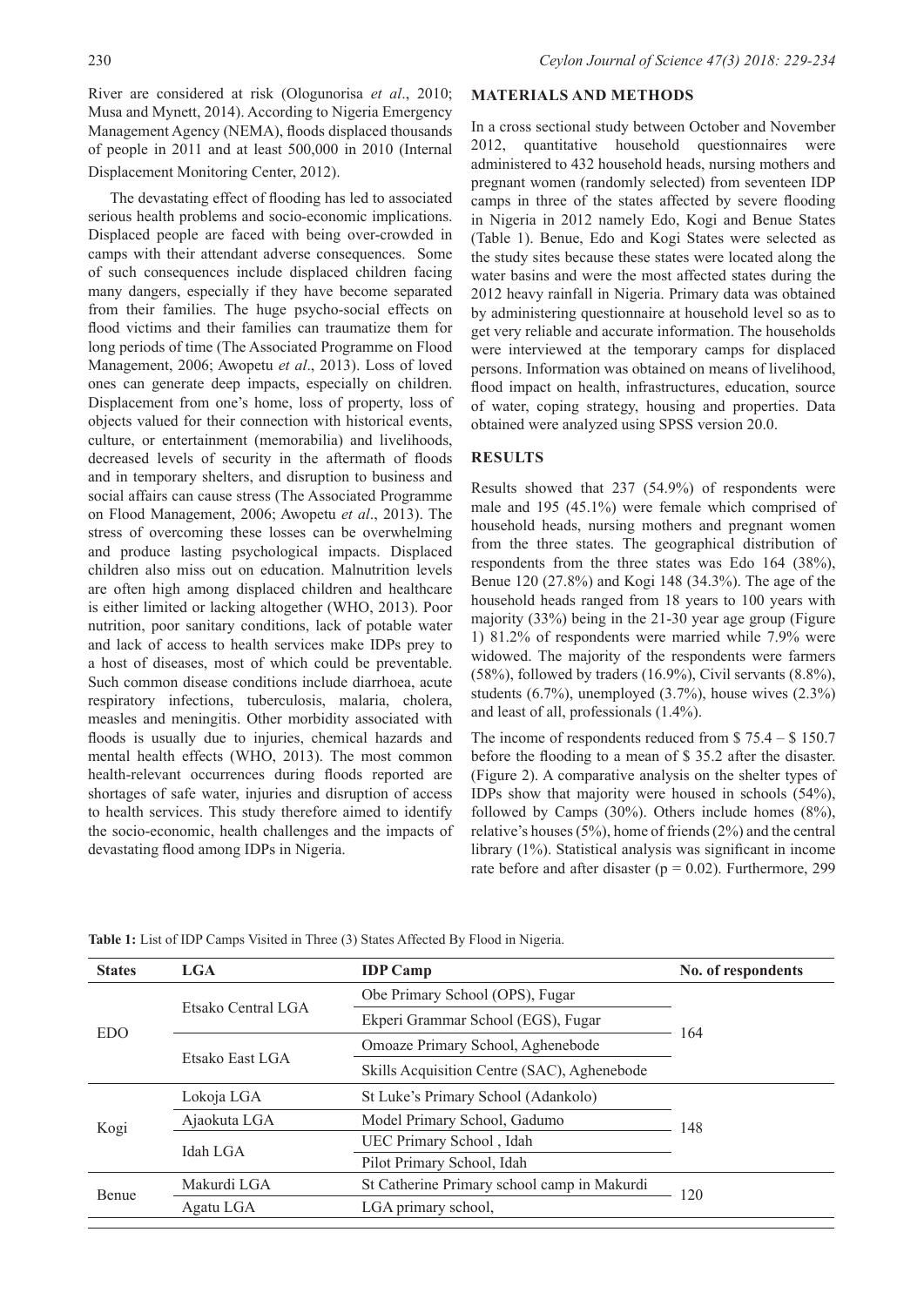River are considered at risk (Ologunorisa *et al*., 2010; Musa and Mynett, 2014). According to Nigeria Emergency Management Agency (NEMA), floods displaced thousands of people in 2011 and at least 500,000 in 2010 (Internal Displacement Monitoring Center, 2012).

The devastating effect of flooding has led to associated serious health problems and socio-economic implications. Displaced people are faced with being over-crowded in camps with their attendant adverse consequences. Some of such consequences include displaced children facing many dangers, especially if they have become separated from their families. The huge psycho-social effects on flood victims and their families can traumatize them for long periods of time (The Associated Programme on Flood Management, 2006; Awopetu *et al*., 2013). Loss of loved ones can generate deep impacts, especially on children. Displacement from one's home, loss of property, loss of objects valued for their connection with historical events, culture, or entertainment (memorabilia) and livelihoods, decreased levels of security in the aftermath of floods and in temporary shelters, and disruption to business and social affairs can cause stress (The Associated Programme on Flood Management, 2006; Awopetu *et al*., 2013). The stress of overcoming these losses can be overwhelming and produce lasting psychological impacts. Displaced children also miss out on education. Malnutrition levels are often high among displaced children and healthcare is either limited or lacking altogether (WHO, 2013). Poor nutrition, poor sanitary conditions, lack of potable water and lack of access to health services make IDPs prey to a host of diseases, most of which could be preventable. Such common disease conditions include diarrhoea, acute respiratory infections, tuberculosis, malaria, cholera, measles and meningitis. Other morbidity associated with floods is usually due to injuries, chemical hazards and mental health effects (WHO, 2013). The most common health-relevant occurrences during floods reported are shortages of safe water, injuries and disruption of access to health services. This study therefore aimed to identify the socio-economic, health challenges and the impacts of devastating flood among IDPs in Nigeria.

## MATERIALS AND METHODS

In a cross sectional study between October and November 2012, quantitative household questionnaires were administered to 432 household heads, nursing mothers and pregnant women (randomly selected) from seventeen IDP camps in three of the states affected by severe flooding in Nigeria in 2012 namely Edo, Kogi and Benue States (Table 1). Benue, Edo and Kogi States were selected as the study sites because these states were located along the water basins and were the most affected states during the 2012 heavy rainfall in Nigeria. Primary data was obtained by administering questionnaire at household level so as to get very reliable and accurate information. The households were interviewed at the temporary camps for displaced persons. Information was obtained on means of livelihood, flood impact on health, infrastructures, education, source of water, coping strategy, housing and properties. Data obtained were analyzed using SPSS version 20.0.

## RESULTS

Results showed that 237 (54.9%) of respondents were male and 195 (45.1%) were female which comprised of household heads, nursing mothers and pregnant women from the three states. The geographical distribution of respondents from the three states was Edo 164 (38%), Benue 120 (27.8%) and Kogi 148 (34.3%). The age of the household heads ranged from 18 years to 100 years with majority (33%) being in the 21-30 year age group (Figure 1) 81.2% of respondents were married while 7.9% were widowed. The majority of the respondents were farmers (58%), followed by traders (16.9%), Civil servants (8.8%), students (6.7%), unemployed (3.7%), house wives (2.3%) and least of all, professionals (1.4%).

The income of respondents reduced from $ 75.4 – $ 150.7 before the flooding to a mean of $ 35.2 after the disaster. (Figure 2). A comparative analysis on the shelter types of IDPs show that majority were housed in schools (54%), followed by Camps (30%). Others include homes (8%), relative's houses (5%), home of friends (2%) and the central library (1%). Statistical analysis was significant in income rate before and after disaster ($p = 0.02$). Furthermore, 299

**Table 1:** List of IDP Camps Visited in Three (3) States Affected By Flood in Nigeria.

| States | LGA | IDP Camp | No. of respondents |
|---|---|---|---|
| EDO | Etsako Central LGA | Obe Primary School (OPS), Fugar | 164 |
| | | Ekperi Grammar School (EGS), Fugar | |
| | Etsako East LGA | Omoaze Primary School, Aghenebode | |
| | | Skills Acquisition Centre (SAC), Aghenebode | |
| Kogi | Lokoja LGA | St Luke's Primary School (Adankolo) | 148 |
| | Ajaokuta LGA | Model Primary School, Gadumo | |
| | Idah LGA | UEC Primary School , Idah | |
| | | Pilot Primary School, Idah | |
| Benue | Makurdi LGA | St Catherine Primary school camp in Makurdi | 120 |
| | Agatu LGA | LGA primary school, | |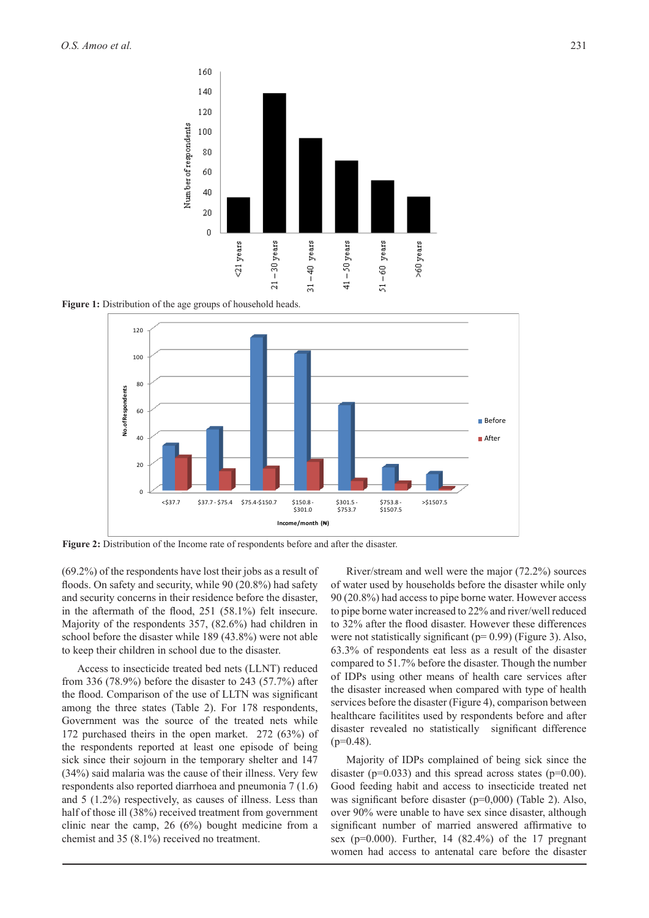**Figure 1:** Distribution of the age groups of household heads.

**Figure 2:** Distribution of the Income rate of respondents before and after the disaster.

(69.2%) of the respondents have lost their jobs as a result of floods. On safety and security, while 90 (20.8%) had safety and security concerns in their residence before the disaster, in the aftermath of the flood, 251 (58.1%) felt insecure. Majority of the respondents 357, (82.6%) had children in school before the disaster while 189 (43.8%) were not able to keep their children in school due to the disaster.

Access to insecticide treated bed nets (LLNT) reduced from 336 (78.9%) before the disaster to 243 (57.7%) after the flood. Comparison of the use of LLTN was significant among the three states (Table 2). For 178 respondents, Government was the source of the treated nets while 172 purchased theirs in the open market. 272 (63%) of the respondents reported at least one episode of being sick since their sojourn in the temporary shelter and 147 (34%) said malaria was the cause of their illness. Very few respondents also reported diarrhoea and pneumonia 7 (1.6) and 5 (1.2%) respectively, as causes of illness. Less than half of those ill (38%) received treatment from government clinic near the camp, 26 (6%) bought medicine from a chemist and 35 (8.1%) received no treatment.

River/stream and well were the major (72.2%) sources of water used by households before the disaster while only 90 (20.8%) had access to pipe borne water. However access to pipe borne water increased to 22% and river/well reduced to 32% after the flood disaster. However these differences were not statistically significant (p= 0.99) (Figure 3). Also, 63.3% of respondents eat less as a result of the disaster compared to 51.7% before the disaster. Though the number of IDPs using other means of health care services after the disaster increased when compared with type of health services before the disaster (Figure 4), comparison between healthcare facilitites used by respondents before and after disaster revealed no statistically significant difference (p=0.48).

Majority of IDPs complained of being sick since the disaster (p=0.033) and this spread across states (p=0.00). Good feeding habit and access to insecticide treated net was significant before disaster (p=0,000) (Table 2). Also, over 90% were unable to have sex since disaster, although significant number of married answered affirmative to sex (p=0.000). Further, 14 (82.4%) of the 17 pregnant women had access to antenatal care before the disaster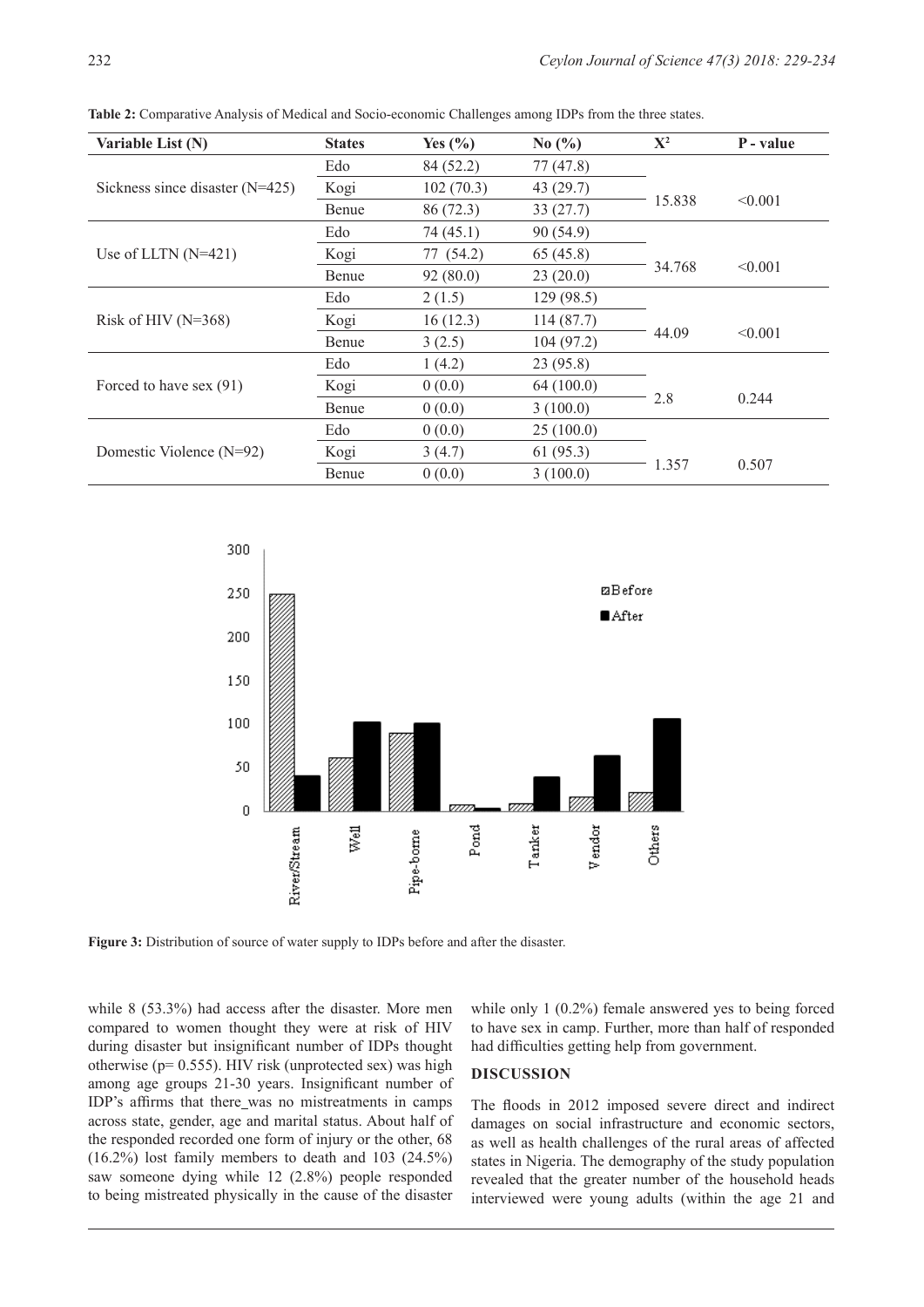**Table 2:** Comparative Analysis of Medical and Socio-economic Challenges among IDPs from the three states.

| Variable List (N) | States | Yes (%) | No (%) | $X^2$ | P - value |
|---|---|---|---|---|---|
| Sickness since disaster (N=425) | Edo | 84 (52.2) | 77 (47.8) | 15.838 | <0.001 |
| | Kogi | 102 (70.3) | 43 (29.7) | | |
| | Benue | 86 (72.3) | 33 (27.7) | | |
| Use of LLTN (N=421) | Edo | 74 (45.1) | 90 (54.9) | 34.768 | <0.001 |
| | Kogi | 77 (54.2) | 65 (45.8) | | |
| | Benue | 92 (80.0) | 23 (20.0) | | |
| Risk of HIV (N=368) | Edo | 2 (1.5) | 129 (98.5) | 44.09 | <0.001 |
| | Kogi | 16 (12.3) | 114 (87.7) | | |
| | Benue | 3 (2.5) | 104 (97.2) | | |
| Forced to have sex (91) | Edo | 1 (4.2) | 23 (95.8) | 2.8 | 0.244 |
| | Kogi | 0 (0.0) | 64 (100.0) | | |
| | Benue | 0 (0.0) | 3 (100.0) | | |
| Domestic Violence (N=92) | Edo | 0 (0.0) | 25 (100.0) | 1.357 | 0.507 |
| | Kogi | 3 (4.7) | 61 (95.3) | | |
| | Benue | 0 (0.0) | 3 (100.0) | | |

**Figure 3:** Distribution of source of water supply to IDPs before and after the disaster.

while 8 (53.3%) had access after the disaster. More men compared to women thought they were at risk of HIV during disaster but insignificant number of IDPs thought otherwise (p= 0.555). HIV risk (unprotected sex) was high among age groups 21-30 years. Insignificant number of IDP's affirms that there_was no mistreatments in camps across state, gender, age and marital status. About half of the responded recorded one form of injury or the other, 68 (16.2%) lost family members to death and 103 (24.5%) saw someone dying while 12 (2.8%) people responded to being mistreated physically in the cause of the disaster while only 1 (0.2%) female answered yes to being forced to have sex in camp. Further, more than half of responded had difficulties getting help from government.

## DISCUSSION

The floods in 2012 imposed severe direct and indirect damages on social infrastructure and economic sectors, as well as health challenges of the rural areas of affected states in Nigeria. The demography of the study population revealed that the greater number of the household heads interviewed were young adults (within the age 21 and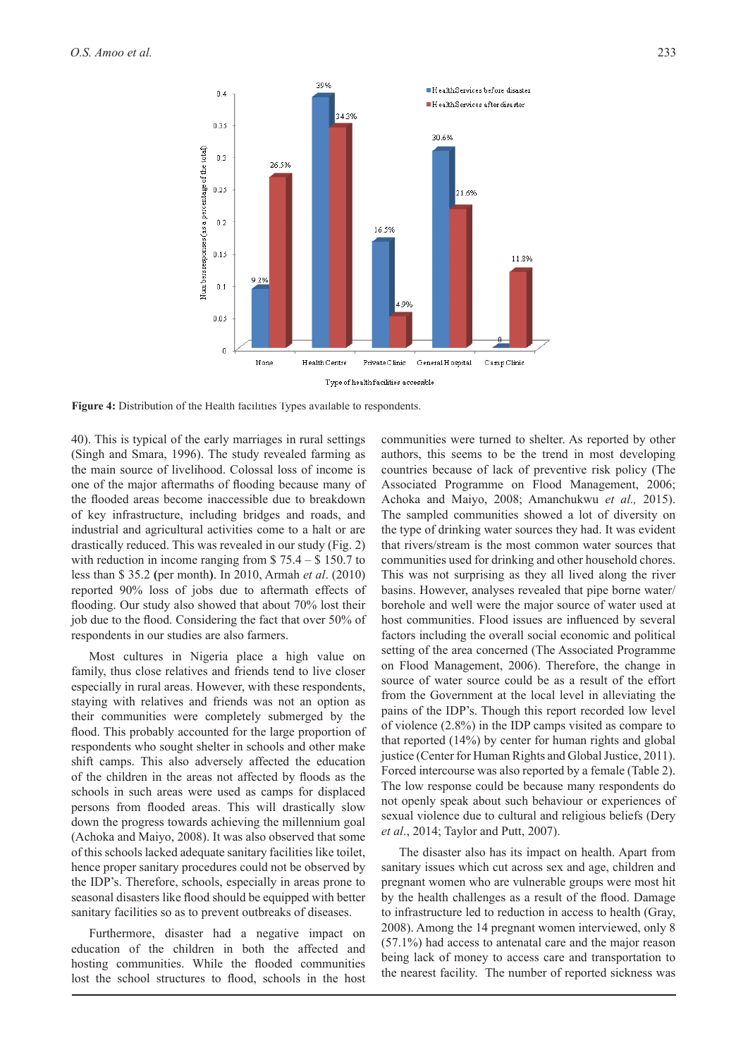**Figure 4:** Distribution of the Health facilities Types available to respondents.

40). This is typical of the early marriages in rural settings (Singh and Smara, 1996). The study revealed farming as the main source of livelihood. Colossal loss of income is one of the major aftermaths of flooding because many of the flooded areas become inaccessible due to breakdown of key infrastructure, including bridges and roads, and industrial and agricultural activities come to a halt or are drastically reduced. This was revealed in our study (Fig. 2) with reduction in income ranging from $ 75.4 – $ 150.7 to less than $ 35.2 **(**per month**)**. In 2010, Armah *et al*. (2010) reported 90% loss of jobs due to aftermath effects of flooding. Our study also showed that about 70% lost their job due to the flood. Considering the fact that over 50% of respondents in our studies are also farmers.

Most cultures in Nigeria place a high value on family, thus close relatives and friends tend to live closer especially in rural areas. However, with these respondents, staying with relatives and friends was not an option as their communities were completely submerged by the flood. This probably accounted for the large proportion of respondents who sought shelter in schools and other make shift camps. This also adversely affected the education of the children in the areas not affected by floods as the schools in such areas were used as camps for displaced persons from flooded areas. This will drastically slow down the progress towards achieving the millennium goal (Achoka and Maiyo, 2008). It was also observed that some of this schools lacked adequate sanitary facilities like toilet, hence proper sanitary procedures could not be observed by the IDP's. Therefore, schools, especially in areas prone to seasonal disasters like flood should be equipped with better sanitary facilities so as to prevent outbreaks of diseases.

Furthermore, disaster had a negative impact on education of the children in both the affected and hosting communities. While the flooded communities lost the school structures to flood, schools in the host communities were turned to shelter. As reported by other authors, this seems to be the trend in most developing countries because of lack of preventive risk policy (The Associated Programme on Flood Management, 2006; Achoka and Maiyo, 2008; Amanchukwu *et al.,* 2015). The sampled communities showed a lot of diversity on the type of drinking water sources they had. It was evident that rivers/stream is the most common water sources that communities used for drinking and other household chores. This was not surprising as they all lived along the river basins. However, analyses revealed that pipe borne water/ borehole and well were the major source of water used at host communities. Flood issues are influenced by several factors including the overall social economic and political setting of the area concerned (The Associated Programme on Flood Management, 2006). Therefore, the change in source of water source could be as a result of the effort from the Government at the local level in alleviating the pains of the IDP's. Though this report recorded low level of violence (2.8%) in the IDP camps visited as compare to that reported (14%) by center for human rights and global justice (Center for Human Rights and Global Justice, 2011). Forced intercourse was also reported by a female (Table 2). The low response could be because many respondents do not openly speak about such behaviour or experiences of sexual violence due to cultural and religious beliefs (Dery *et al*., 2014; Taylor and Putt, 2007).

The disaster also has its impact on health. Apart from sanitary issues which cut across sex and age, children and pregnant women who are vulnerable groups were most hit by the health challenges as a result of the flood. Damage to infrastructure led to reduction in access to health (Gray, 2008). Among the 14 pregnant women interviewed, only 8 (57.1%) had access to antenatal care and the major reason being lack of money to access care and transportation to the nearest facility. The number of reported sickness was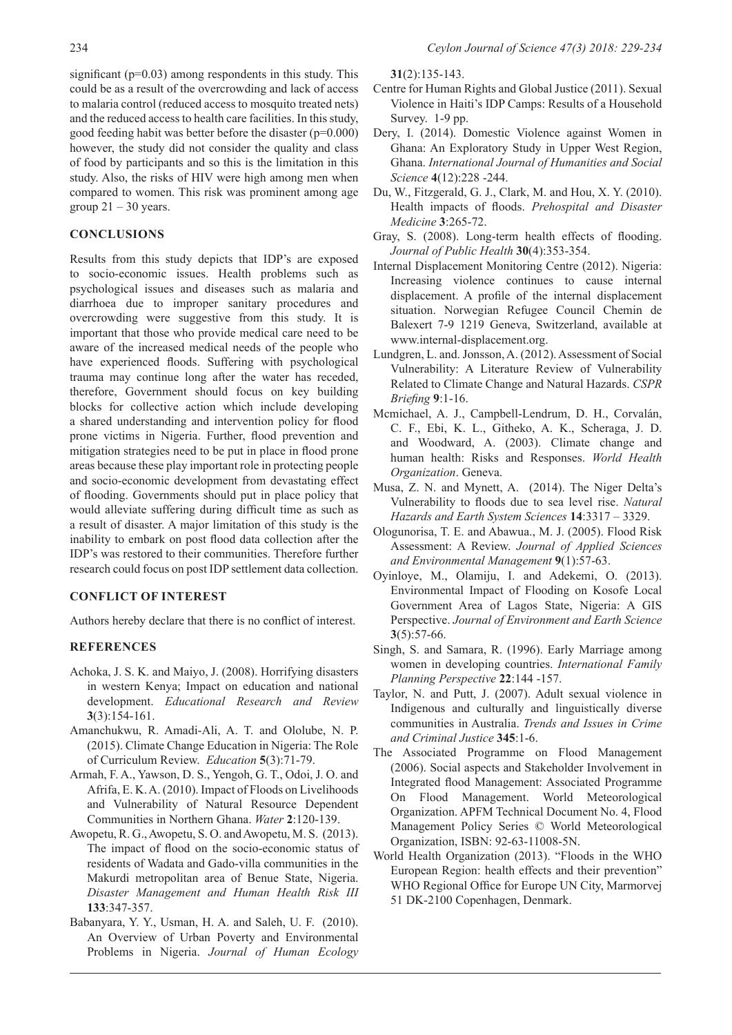significant ($p=0.03$) among respondents in this study. This could be as a result of the overcrowding and lack of access to malaria control (reduced access to mosquito treated nets) and the reduced access to health care facilities. In this study, good feeding habit was better before the disaster ($p=0.000$) however, the study did not consider the quality and class of food by participants and so this is the limitation in this study. Also, the risks of HIV were high among men when compared to women. This risk was prominent among age group 21 – 30 years.

## CONCLUSIONS

Results from this study depicts that IDP's are exposed to socio-economic issues. Health problems such as psychological issues and diseases such as malaria and diarrhoea due to improper sanitary procedures and overcrowding were suggestive from this study. It is important that those who provide medical care need to be aware of the increased medical needs of the people who have experienced floods. Suffering with psychological trauma may continue long after the water has receded, therefore, Government should focus on key building blocks for collective action which include developing a shared understanding and intervention policy for flood prone victims in Nigeria. Further, flood prevention and mitigation strategies need to be put in place in flood prone areas because these play important role in protecting people and socio-economic development from devastating effect of flooding. Governments should put in place policy that would alleviate suffering during difficult time as such as a result of disaster. A major limitation of this study is the inability to embark on post flood data collection after the IDP's was restored to their communities. Therefore further research could focus on post IDP settlement data collection.

## CONFLICT OF INTEREST

Authors hereby declare that there is no conflict of interest.

## REFERENCES

Achoka, J. S. K. and Maiyo, J. (2008). Horrifying disasters in western Kenya; Impact on education and national development. *Educational Research and Review* **3**(3):154-161.

Amanchukwu, R. Amadi-Ali, A. T. and Ololube, N. P. (2015). Climate Change Education in Nigeria: The Role of Curriculum Review. *Education* **5**(3):71-79.

Armah, F. A., Yawson, D. S., Yengoh, G. T., Odoi, J. O. and Afrifa, E. K. A. (2010). Impact of Floods on Livelihoods and Vulnerability of Natural Resource Dependent Communities in Northern Ghana. *Water* **2**:120-139.

Awopetu, R. G., Awopetu, S. O. and Awopetu, M. S. (2013). The impact of flood on the socio-economic status of residents of Wadata and Gado-villa communities in the Makurdi metropolitan area of Benue State, Nigeria. *Disaster Management and Human Health Risk III* **133**:347-357.

Babanyara, Y. Y., Usman, H. A. and Saleh, U. F. (2010). An Overview of Urban Poverty and Environmental Problems in Nigeria. *Journal of Human Ecology* **31**(2):135-143.

Centre for Human Rights and Global Justice (2011). Sexual Violence in Haiti's IDP Camps: Results of a Household Survey. 1-9 pp.

Dery, I. (2014). Domestic Violence against Women in Ghana: An Exploratory Study in Upper West Region, Ghana. *International Journal of Humanities and Social Science* **4**(12):228 -244.

Du, W., Fitzgerald, G. J., Clark, M. and Hou, X. Y. (2010). Health impacts of floods. *Prehospital and Disaster Medicine* **3**:265-72.

Gray, S. (2008). Long-term health effects of flooding. *Journal of Public Health* **30**(4):353-354.

Internal Displacement Monitoring Centre (2012). Nigeria: Increasing violence continues to cause internal displacement. A profile of the internal displacement situation. Norwegian Refugee Council Chemin de Balexert 7-9 1219 Geneva, Switzerland, available at www.internal-displacement.org.

Lundgren, L. and. Jonsson, A. (2012). Assessment of Social Vulnerability: A Literature Review of Vulnerability Related to Climate Change and Natural Hazards. *CSPR Briefing* **9**:1-16.

Mcmichael, A. J., Campbell-Lendrum, D. H., Corvalán, C. F., Ebi, K. L., Githeko, A. K., Scheraga, J. D. and Woodward, A. (2003). Climate change and human health: Risks and Responses. *World Health Organization*. Geneva.

Musa, Z. N. and Mynett, A. (2014). The Niger Delta's Vulnerability to floods due to sea level rise. *Natural Hazards and Earth System Sciences* **14**:3317 – 3329.

Ologunorisa, T. E. and Abawua., M. J. (2005). Flood Risk Assessment: A Review. *Journal of Applied Sciences and Environmental Management* **9**(1):57-63.

Oyinloye, M., Olamiju, I. and Adekemi, O. (2013). Environmental Impact of Flooding on Kosofe Local Government Area of Lagos State, Nigeria: A GIS Perspective. *Journal of Environment and Earth Science* **3**(5):57-66.

Singh, S. and Samara, R. (1996). Early Marriage among women in developing countries. *International Family Planning Perspective* **22**:144 -157.

Taylor, N. and Putt, J. (2007). Adult sexual violence in Indigenous and culturally and linguistically diverse communities in Australia. *Trends and Issues in Crime and Criminal Justice* **345**:1-6.

The Associated Programme on Flood Management (2006). Social aspects and Stakeholder Involvement in Integrated flood Management: Associated Programme On Flood Management. World Meteorological Organization. APFM Technical Document No. 4, Flood Management Policy Series © World Meteorological Organization, ISBN: 92-63-11008-5N.

World Health Organization (2013). "Floods in the WHO European Region: health effects and their prevention" WHO Regional Office for Europe UN City, Marmorvej 51 DK-2100 Copenhagen, Denmark.